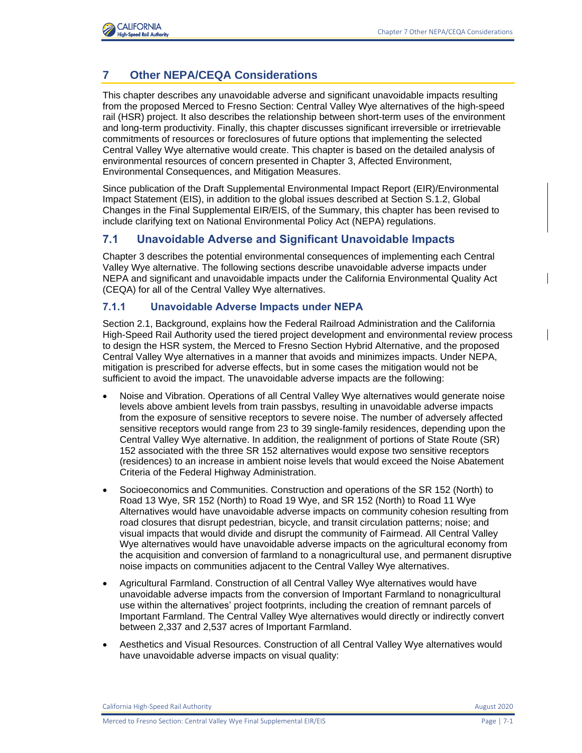# 7 Other NEPA/CEQA Considerations

This chapter describes any unavoidable adverse and significant unavoidable impacts resulting from the proposed Merced to Fresno Section: Central Valley Wye alternatives of the high-speed rail (HSR) project. It also describes the relationship between short-term uses of the environment and long-term productivity. Finally, this chapter discusses significant irreversible or irretrievable commitments of resources or foreclosures of future options that implementing the selected Central Valley Wye alternative would create. This chapter is based on the detailed analysis of environmental resources of concern presented in Chapter 3, Affected Environment, Environmental Consequences, and Mitigation Measures.

Since publication of the Draft Supplemental Environmental Impact Report (EIR)/Environmental Impact Statement (EIS), in addition to the global issues described at Section S.1.2, Global Changes in the Final Supplemental EIR/EIS, of the Summary, this chapter has been revised to include clarifying text on National Environmental Policy Act (NEPA) regulations.

## 7.1 Unavoidable Adverse and Significant Unavoidable Impacts

Chapter 3 describes the potential environmental consequences of implementing each Central Valley Wye alternative. The following sections describe unavoidable adverse impacts under NEPA and significant and unavoidable impacts under the California Environmental Quality Act (CEQA) for all of the Central Valley Wye alternatives.

### 7.1.1 Unavoidable Adverse Impacts under NEPA

Section 2.1, Background, explains how the Federal Railroad Administration and the California High-Speed Rail Authority used the tiered project development and environmental review process to design the HSR system, the Merced to Fresno Section Hybrid Alternative, and the proposed Central Valley Wye alternatives in a manner that avoids and minimizes impacts. Under NEPA, mitigation is prescribed for adverse effects, but in some cases the mitigation would not be sufficient to avoid the impact. The unavoidable adverse impacts are the following:

- Noise and Vibration. Operations of all Central Valley Wye alternatives would generate noise levels above ambient levels from train passbys, resulting in unavoidable adverse impacts from the exposure of sensitive receptors to severe noise. The number of adversely affected sensitive receptors would range from 23 to 39 single-family residences, depending upon the Central Valley Wye alternative. In addition, the realignment of portions of State Route (SR) 152 associated with the three SR 152 alternatives would expose two sensitive receptors (residences) to an increase in ambient noise levels that would exceed the Noise Abatement Criteria of the Federal Highway Administration.
- Socioeconomics and Communities. Construction and operations of the SR 152 (North) to Road 13 Wye, SR 152 (North) to Road 19 Wye, and SR 152 (North) to Road 11 Wye Alternatives would have unavoidable adverse impacts on community cohesion resulting from road closures that disrupt pedestrian, bicycle, and transit circulation patterns; noise; and visual impacts that would divide and disrupt the community of Fairmead. All Central Valley Wye alternatives would have unavoidable adverse impacts on the agricultural economy from the acquisition and conversion of farmland to a nonagricultural use, and permanent disruptive noise impacts on communities adjacent to the Central Valley Wye alternatives.
- Agricultural Farmland. Construction of all Central Valley Wye alternatives would have unavoidable adverse impacts from the conversion of Important Farmland to nonagricultural use within the alternatives' project footprints, including the creation of remnant parcels of Important Farmland. The Central Valley Wye alternatives would directly or indirectly convert between 2,337 and 2,537 acres of Important Farmland.
- Aesthetics and Visual Resources. Construction of all Central Valley Wye alternatives would have unavoidable adverse impacts on visual quality: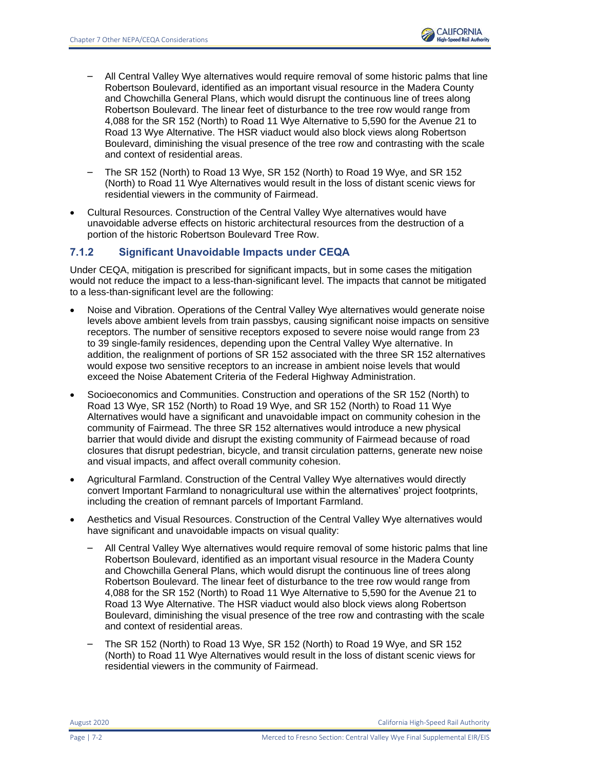- All Central Valley Wye alternatives would require removal of some historic palms that line Robertson Boulevard, identified as an important visual resource in the Madera County and Chowchilla General Plans, which would disrupt the continuous line of trees along Robertson Boulevard. The linear feet of disturbance to the tree row would range from 4,088 for the SR 152 (North) to Road 11 Wye Alternative to 5,590 for the Avenue 21 to Road 13 Wye Alternative. The HSR viaduct would also block views along Robertson Boulevard, diminishing the visual presence of the tree row and contrasting with the scale and context of residential areas.
  - The SR 152 (North) to Road 13 Wye, SR 152 (North) to Road 19 Wye, and SR 152 (North) to Road 11 Wye Alternatives would result in the loss of distant scenic views for residential viewers in the community of Fairmead.
- Cultural Resources. Construction of the Central Valley Wye alternatives would have unavoidable adverse effects on historic architectural resources from the destruction of a portion of the historic Robertson Boulevard Tree Row.

### 7.1.2 Significant Unavoidable Impacts under CEQA

Under CEQA, mitigation is prescribed for significant impacts, but in some cases the mitigation would not reduce the impact to a less-than-significant level. The impacts that cannot be mitigated to a less-than-significant level are the following:

- Noise and Vibration. Operations of the Central Valley Wye alternatives would generate noise levels above ambient levels from train passbys, causing significant noise impacts on sensitive receptors. The number of sensitive receptors exposed to severe noise would range from 23 to 39 single-family residences, depending upon the Central Valley Wye alternative. In addition, the realignment of portions of SR 152 associated with the three SR 152 alternatives would expose two sensitive receptors to an increase in ambient noise levels that would exceed the Noise Abatement Criteria of the Federal Highway Administration.
- Socioeconomics and Communities. Construction and operations of the SR 152 (North) to Road 13 Wye, SR 152 (North) to Road 19 Wye, and SR 152 (North) to Road 11 Wye Alternatives would have a significant and unavoidable impact on community cohesion in the community of Fairmead. The three SR 152 alternatives would introduce a new physical barrier that would divide and disrupt the existing community of Fairmead because of road closures that disrupt pedestrian, bicycle, and transit circulation patterns, generate new noise and visual impacts, and affect overall community cohesion.
- Agricultural Farmland. Construction of the Central Valley Wye alternatives would directly convert Important Farmland to nonagricultural use within the alternatives' project footprints, including the creation of remnant parcels of Important Farmland.
- Aesthetics and Visual Resources. Construction of the Central Valley Wye alternatives would have significant and unavoidable impacts on visual quality:
  - All Central Valley Wye alternatives would require removal of some historic palms that line Robertson Boulevard, identified as an important visual resource in the Madera County and Chowchilla General Plans, which would disrupt the continuous line of trees along Robertson Boulevard. The linear feet of disturbance to the tree row would range from 4,088 for the SR 152 (North) to Road 11 Wye Alternative to 5,590 for the Avenue 21 to Road 13 Wye Alternative. The HSR viaduct would also block views along Robertson Boulevard, diminishing the visual presence of the tree row and contrasting with the scale and context of residential areas.
  - The SR 152 (North) to Road 13 Wye, SR 152 (North) to Road 19 Wye, and SR 152 (North) to Road 11 Wye Alternatives would result in the loss of distant scenic views for residential viewers in the community of Fairmead.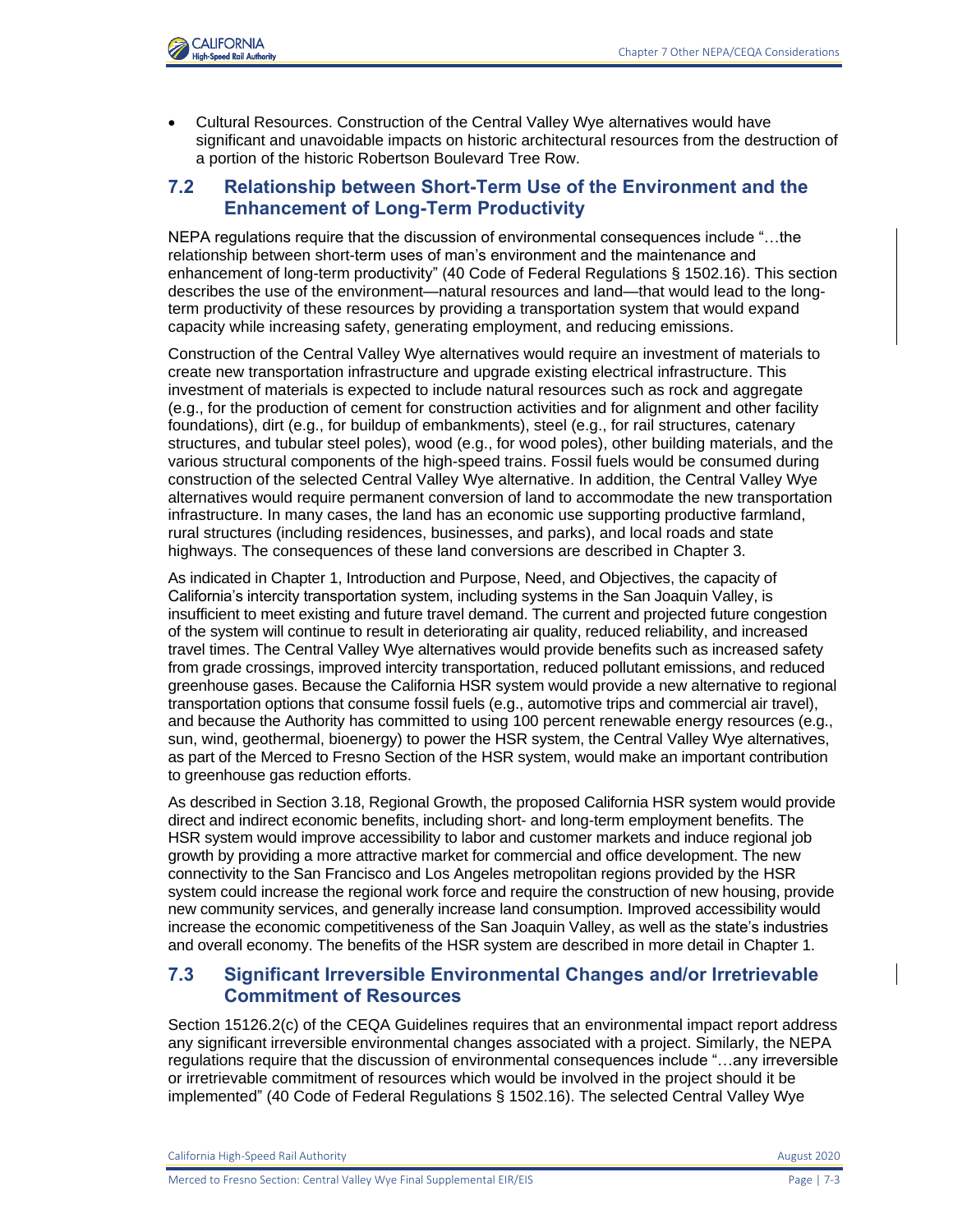- Cultural Resources. Construction of the Central Valley Wye alternatives would have significant and unavoidable impacts on historic architectural resources from the destruction of a portion of the historic Robertson Boulevard Tree Row.

## 7.2 Relationship between Short-Term Use of the Environment and the Enhancement of Long-Term Productivity

NEPA regulations require that the discussion of environmental consequences include "…the relationship between short-term uses of man's environment and the maintenance and enhancement of long-term productivity" (40 Code of Federal Regulations § 1502.16). This section describes the use of the environment—natural resources and land—that would lead to the long-term productivity of these resources by providing a transportation system that would expand capacity while increasing safety, generating employment, and reducing emissions.

Construction of the Central Valley Wye alternatives would require an investment of materials to create new transportation infrastructure and upgrade existing electrical infrastructure. This investment of materials is expected to include natural resources such as rock and aggregate (e.g., for the production of cement for construction activities and for alignment and other facility foundations), dirt (e.g., for buildup of embankments), steel (e.g., for rail structures, catenary structures, and tubular steel poles), wood (e.g., for wood poles), other building materials, and the various structural components of the high-speed trains. Fossil fuels would be consumed during construction of the selected Central Valley Wye alternative. In addition, the Central Valley Wye alternatives would require permanent conversion of land to accommodate the new transportation infrastructure. In many cases, the land has an economic use supporting productive farmland, rural structures (including residences, businesses, and parks), and local roads and state highways. The consequences of these land conversions are described in Chapter 3.

As indicated in Chapter 1, Introduction and Purpose, Need, and Objectives, the capacity of California's intercity transportation system, including systems in the San Joaquin Valley, is insufficient to meet existing and future travel demand. The current and projected future congestion of the system will continue to result in deteriorating air quality, reduced reliability, and increased travel times. The Central Valley Wye alternatives would provide benefits such as increased safety from grade crossings, improved intercity transportation, reduced pollutant emissions, and reduced greenhouse gases. Because the California HSR system would provide a new alternative to regional transportation options that consume fossil fuels (e.g., automotive trips and commercial air travel), and because the Authority has committed to using 100 percent renewable energy resources (e.g., sun, wind, geothermal, bioenergy) to power the HSR system, the Central Valley Wye alternatives, as part of the Merced to Fresno Section of the HSR system, would make an important contribution to greenhouse gas reduction efforts.

As described in Section 3.18, Regional Growth, the proposed California HSR system would provide direct and indirect economic benefits, including short- and long-term employment benefits. The HSR system would improve accessibility to labor and customer markets and induce regional job growth by providing a more attractive market for commercial and office development. The new connectivity to the San Francisco and Los Angeles metropolitan regions provided by the HSR system could increase the regional work force and require the construction of new housing, provide new community services, and generally increase land consumption. Improved accessibility would increase the economic competitiveness of the San Joaquin Valley, as well as the state's industries and overall economy. The benefits of the HSR system are described in more detail in Chapter 1.

## 7.3 Significant Irreversible Environmental Changes and/or Irretrievable Commitment of Resources

Section 15126.2(c) of the CEQA Guidelines requires that an environmental impact report address any significant irreversible environmental changes associated with a project. Similarly, the NEPA regulations require that the discussion of environmental consequences include "…any irreversible or irretrievable commitment of resources which would be involved in the project should it be implemented" (40 Code of Federal Regulations § 1502.16). The selected Central Valley Wye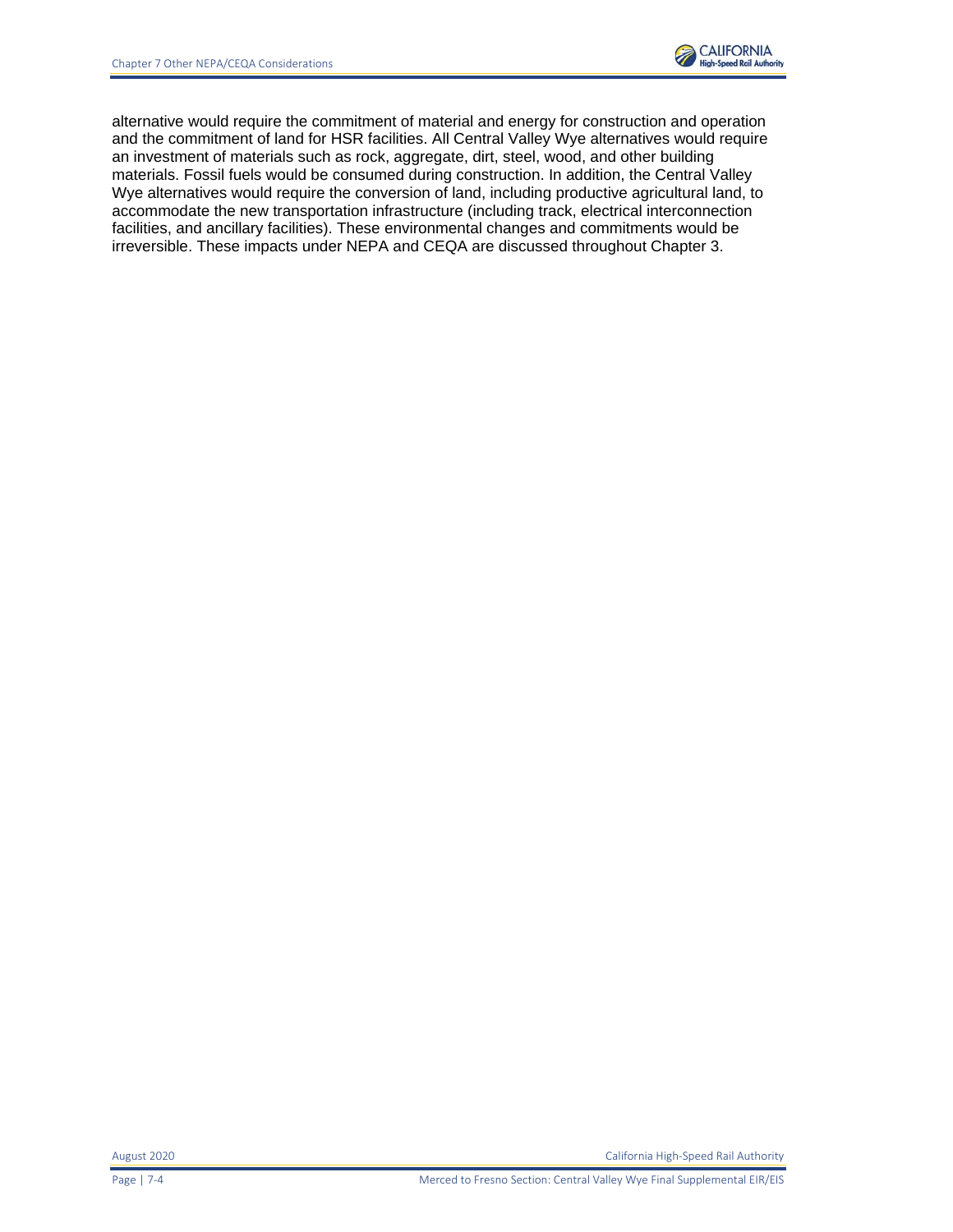alternative would require the commitment of material and energy for construction and operation and the commitment of land for HSR facilities. All Central Valley Wye alternatives would require an investment of materials such as rock, aggregate, dirt, steel, wood, and other building materials. Fossil fuels would be consumed during construction. In addition, the Central Valley Wye alternatives would require the conversion of land, including productive agricultural land, to accommodate the new transportation infrastructure (including track, electrical interconnection facilities, and ancillary facilities). These environmental changes and commitments would be irreversible. These impacts under NEPA and CEQA are discussed throughout Chapter 3.